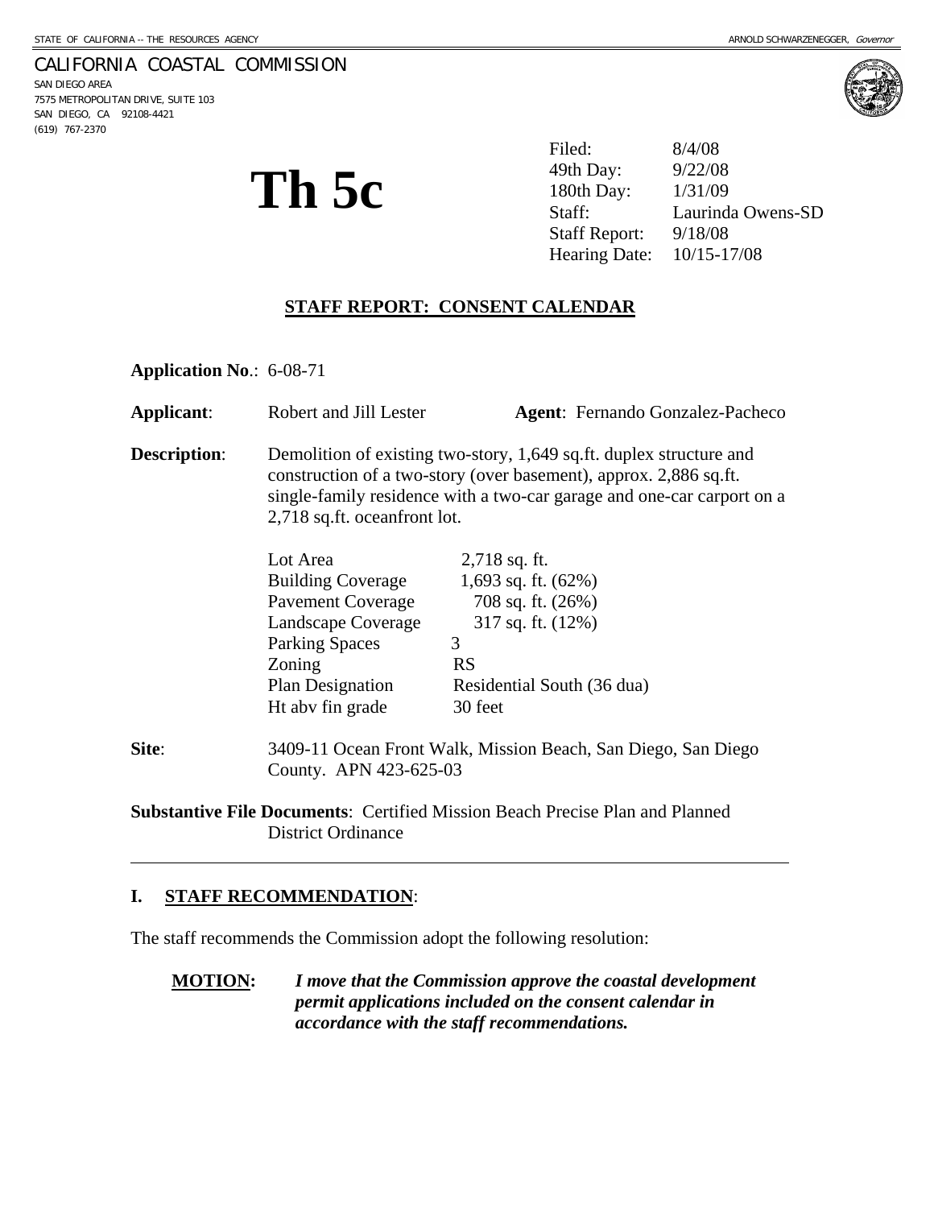STATE OF CALIFORNIA -- THE RESOURCES AGENCY ARNOLD SCHWARZENEGGER, *Governor*

CALIFORNIA COASTAL COMMISSION
SAN DIEGO AREA
7575 METROPOLITAN DRIVE, SUITE 103
SAN DIEGO, CA 92108-4421
(619) 767-2370

# Th 5c

| | |
|---|---|
| Filed: | 8/4/08 |
| 49th Day: | 9/22/08 |
| 180th Day: | 1/31/09 |
| Staff: | Laurinda Owens-SD |
| Staff Report: | 9/18/08 |
| Hearing Date: | 10/15-17/08 |

## STAFF REPORT: CONSENT CALENDAR

**Application No**.: 6-08-71

**Applicant**: Robert and Jill Lester **Agent**: Fernando Gonzalez-Pacheco

**Description**: Demolition of existing two-story, 1,649 sq.ft. duplex structure and construction of a two-story (over basement), approx. 2,886 sq.ft. single-family residence with a two-car garage and one-car carport on a 2,718 sq.ft. oceanfront lot.

| | |
|---|---|
| Lot Area | 2,718 sq. ft. |
| Building Coverage | 1,693 sq. ft. (62%) |
| Pavement Coverage | 708 sq. ft. (26%) |
| Landscape Coverage | 317 sq. ft. (12%) |
| Parking Spaces | 3 |
| Zoning | RS |
| Plan Designation | Residential South (36 dua) |
| Ht abv fin grade | 30 feet |

**Site**: 3409-11 Ocean Front Walk, Mission Beach, San Diego, San Diego County. APN 423-625-03

**Substantive File Documents**: Certified Mission Beach Precise Plan and Planned District Ordinance

---

## I. STAFF RECOMMENDATION:

The staff recommends the Commission adopt the following resolution:

**MOTION:** ***I move that the Commission approve the coastal development permit applications included on the consent calendar in accordance with the staff recommendations.***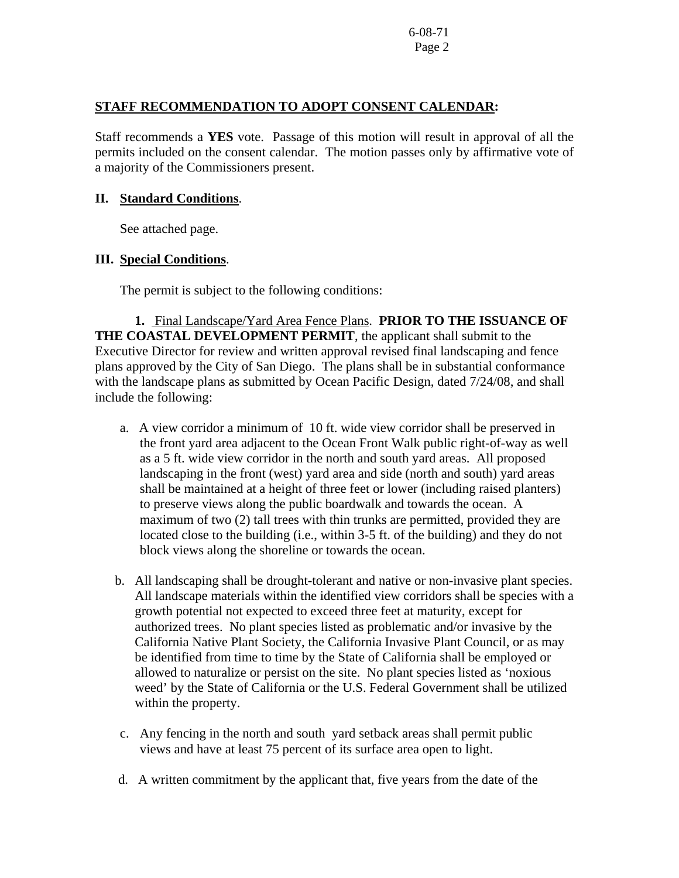**STAFF RECOMMENDATION TO ADOPT CONSENT CALENDAR:**

Staff recommends a **YES** vote. Passage of this motion will result in approval of all the permits included on the consent calendar. The motion passes only by affirmative vote of a majority of the Commissioners present.

## II. Standard Conditions.

See attached page.

## III. Special Conditions.

The permit is subject to the following conditions:

**1.** Final Landscape/Yard Area Fence Plans. **PRIOR TO THE ISSUANCE OF THE COASTAL DEVELOPMENT PERMIT**, the applicant shall submit to the Executive Director for review and written approval revised final landscaping and fence plans approved by the City of San Diego. The plans shall be in substantial conformance with the landscape plans as submitted by Ocean Pacific Design, dated 7/24/08, and shall include the following:

a. A view corridor a minimum of 10 ft. wide view corridor shall be preserved in the front yard area adjacent to the Ocean Front Walk public right-of-way as well as a 5 ft. wide view corridor in the north and south yard areas. All proposed landscaping in the front (west) yard area and side (north and south) yard areas shall be maintained at a height of three feet or lower (including raised planters) to preserve views along the public boardwalk and towards the ocean. A maximum of two (2) tall trees with thin trunks are permitted, provided they are located close to the building (i.e., within 3-5 ft. of the building) and they do not block views along the shoreline or towards the ocean.

b. All landscaping shall be drought-tolerant and native or non-invasive plant species. All landscape materials within the identified view corridors shall be species with a growth potential not expected to exceed three feet at maturity, except for authorized trees. No plant species listed as problematic and/or invasive by the California Native Plant Society, the California Invasive Plant Council, or as may be identified from time to time by the State of California shall be employed or allowed to naturalize or persist on the site. No plant species listed as 'noxious weed' by the State of California or the U.S. Federal Government shall be utilized within the property.

c. Any fencing in the north and south yard setback areas shall permit public views and have at least 75 percent of its surface area open to light.

d. A written commitment by the applicant that, five years from the date of the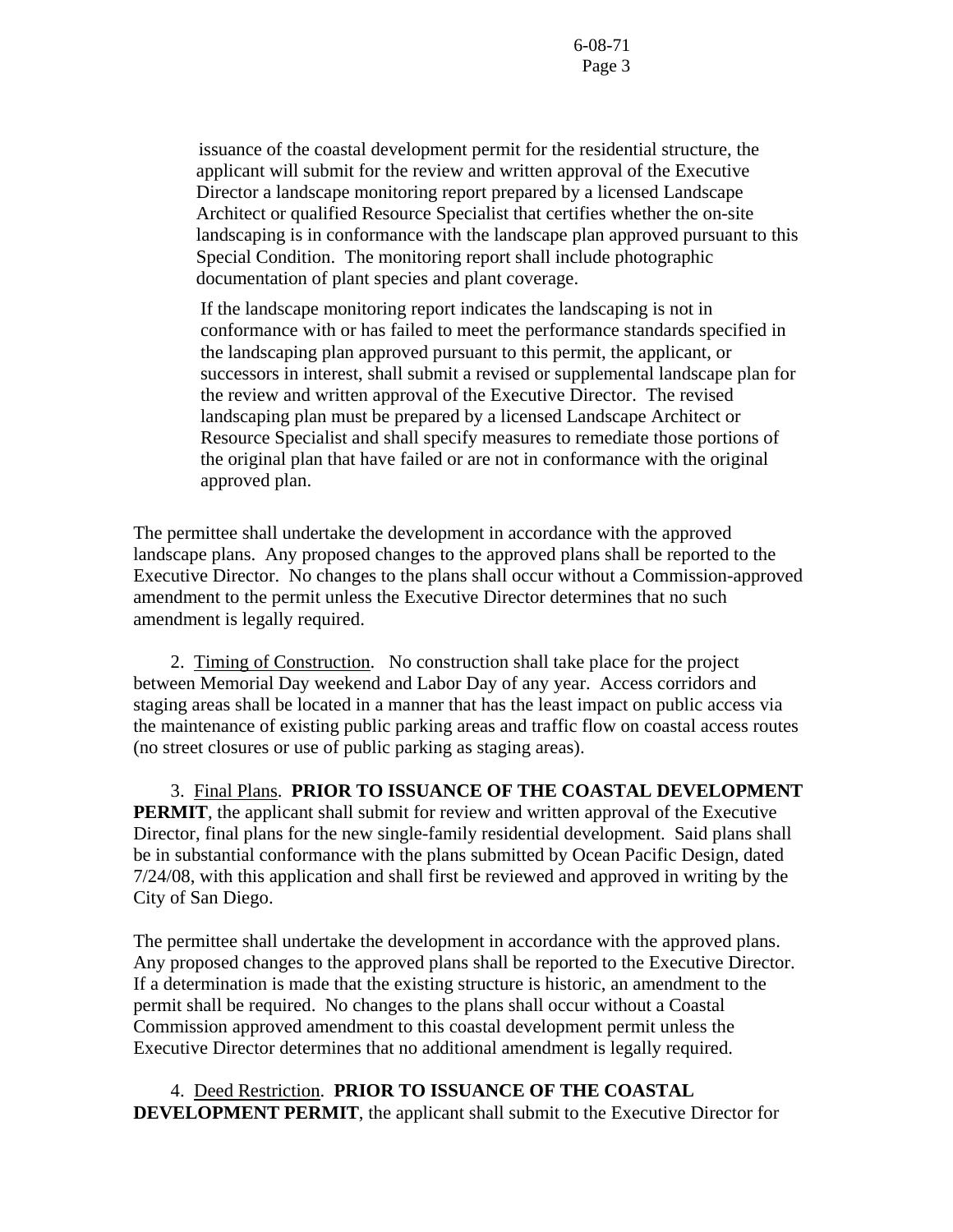issuance of the coastal development permit for the residential structure, the applicant will submit for the review and written approval of the Executive Director a landscape monitoring report prepared by a licensed Landscape Architect or qualified Resource Specialist that certifies whether the on-site landscaping is in conformance with the landscape plan approved pursuant to this Special Condition. The monitoring report shall include photographic documentation of plant species and plant coverage.

If the landscape monitoring report indicates the landscaping is not in conformance with or has failed to meet the performance standards specified in the landscaping plan approved pursuant to this permit, the applicant, or successors in interest, shall submit a revised or supplemental landscape plan for the review and written approval of the Executive Director. The revised landscaping plan must be prepared by a licensed Landscape Architect or Resource Specialist and shall specify measures to remediate those portions of the original plan that have failed or are not in conformance with the original approved plan.

The permittee shall undertake the development in accordance with the approved landscape plans. Any proposed changes to the approved plans shall be reported to the Executive Director. No changes to the plans shall occur without a Commission-approved amendment to the permit unless the Executive Director determines that no such amendment is legally required.

2. Timing of Construction. No construction shall take place for the project between Memorial Day weekend and Labor Day of any year. Access corridors and staging areas shall be located in a manner that has the least impact on public access via the maintenance of existing public parking areas and traffic flow on coastal access routes (no street closures or use of public parking as staging areas).

3. Final Plans. **PRIOR TO ISSUANCE OF THE COASTAL DEVELOPMENT PERMIT**, the applicant shall submit for review and written approval of the Executive Director, final plans for the new single-family residential development. Said plans shall be in substantial conformance with the plans submitted by Ocean Pacific Design, dated 7/24/08, with this application and shall first be reviewed and approved in writing by the City of San Diego.

The permittee shall undertake the development in accordance with the approved plans. Any proposed changes to the approved plans shall be reported to the Executive Director. If a determination is made that the existing structure is historic, an amendment to the permit shall be required. No changes to the plans shall occur without a Coastal Commission approved amendment to this coastal development permit unless the Executive Director determines that no additional amendment is legally required.

4. Deed Restriction. **PRIOR TO ISSUANCE OF THE COASTAL DEVELOPMENT PERMIT**, the applicant shall submit to the Executive Director for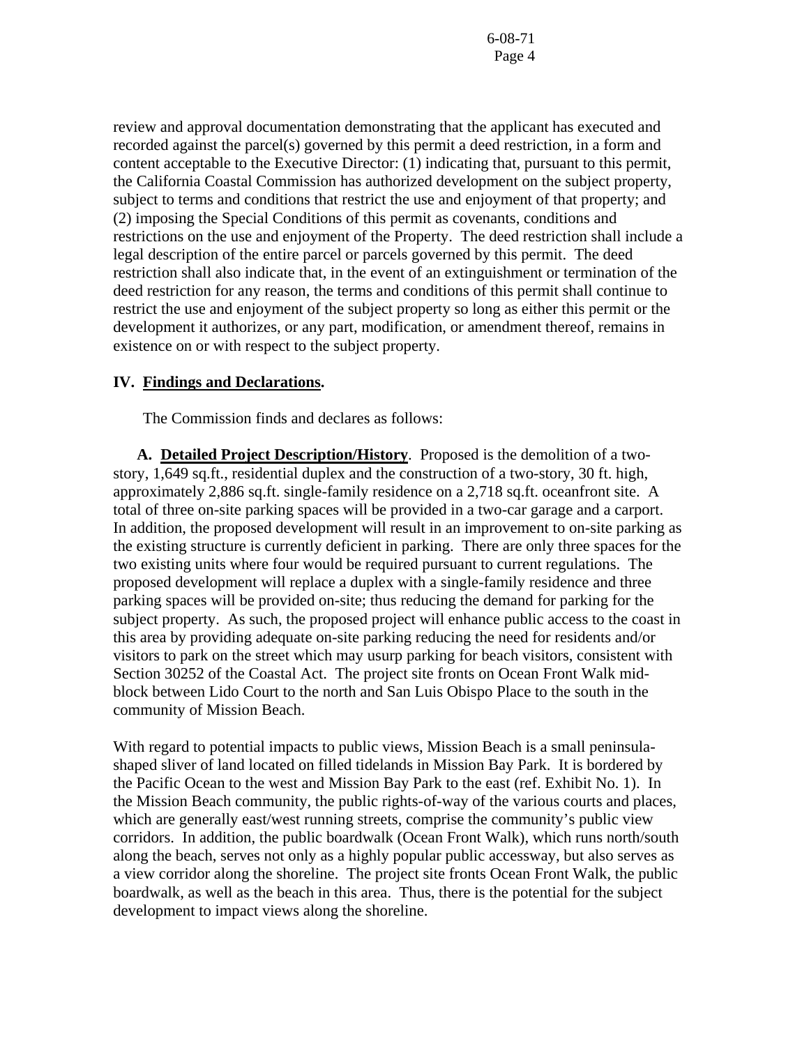review and approval documentation demonstrating that the applicant has executed and recorded against the parcel(s) governed by this permit a deed restriction, in a form and content acceptable to the Executive Director: (1) indicating that, pursuant to this permit, the California Coastal Commission has authorized development on the subject property, subject to terms and conditions that restrict the use and enjoyment of that property; and (2) imposing the Special Conditions of this permit as covenants, conditions and restrictions on the use and enjoyment of the Property. The deed restriction shall include a legal description of the entire parcel or parcels governed by this permit. The deed restriction shall also indicate that, in the event of an extinguishment or termination of the deed restriction for any reason, the terms and conditions of this permit shall continue to restrict the use and enjoyment of the subject property so long as either this permit or the development it authorizes, or any part, modification, or amendment thereof, remains in existence on or with respect to the subject property.

## IV. Findings and Declarations.

The Commission finds and declares as follows:

**A. Detailed Project Description/History**. Proposed is the demolition of a two-story, 1,649 sq.ft., residential duplex and the construction of a two-story, 30 ft. high, approximately 2,886 sq.ft. single-family residence on a 2,718 sq.ft. oceanfront site. A total of three on-site parking spaces will be provided in a two-car garage and a carport. In addition, the proposed development will result in an improvement to on-site parking as the existing structure is currently deficient in parking. There are only three spaces for the two existing units where four would be required pursuant to current regulations. The proposed development will replace a duplex with a single-family residence and three parking spaces will be provided on-site; thus reducing the demand for parking for the subject property. As such, the proposed project will enhance public access to the coast in this area by providing adequate on-site parking reducing the need for residents and/or visitors to park on the street which may usurp parking for beach visitors, consistent with Section 30252 of the Coastal Act. The project site fronts on Ocean Front Walk mid-block between Lido Court to the north and San Luis Obispo Place to the south in the community of Mission Beach.

With regard to potential impacts to public views, Mission Beach is a small peninsula-shaped sliver of land located on filled tidelands in Mission Bay Park. It is bordered by the Pacific Ocean to the west and Mission Bay Park to the east (ref. Exhibit No. 1). In the Mission Beach community, the public rights-of-way of the various courts and places, which are generally east/west running streets, comprise the community's public view corridors. In addition, the public boardwalk (Ocean Front Walk), which runs north/south along the beach, serves not only as a highly popular public accessway, but also serves as a view corridor along the shoreline. The project site fronts Ocean Front Walk, the public boardwalk, as well as the beach in this area. Thus, there is the potential for the subject development to impact views along the shoreline.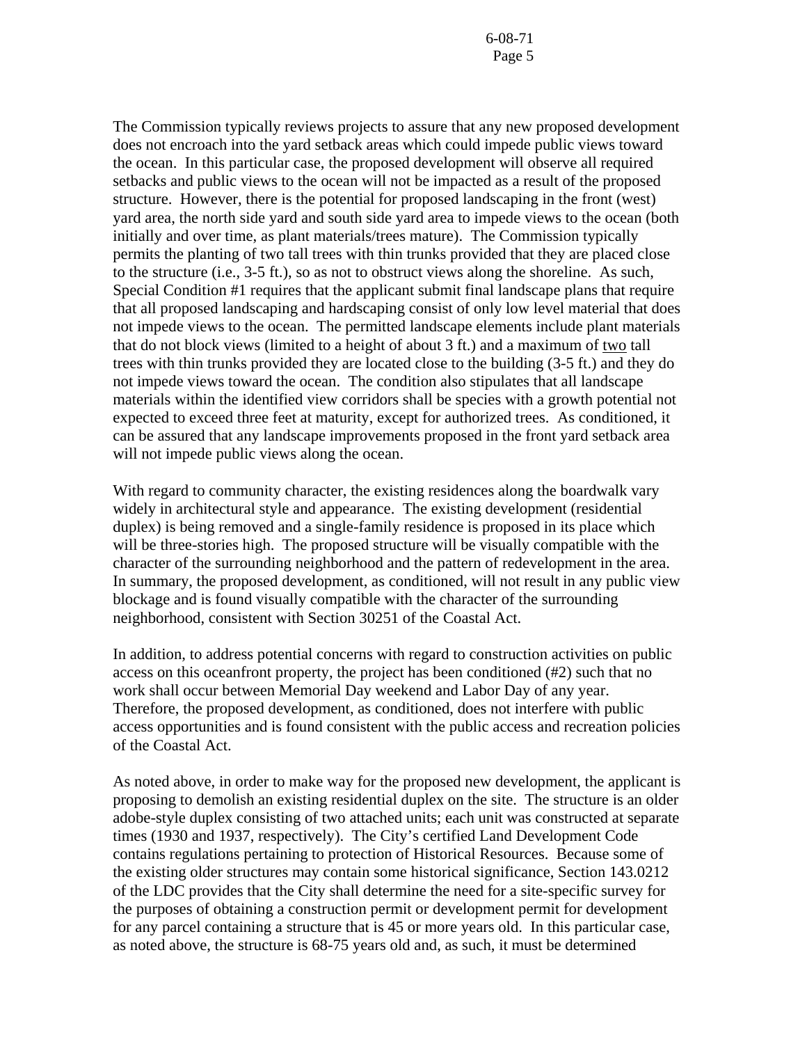The Commission typically reviews projects to assure that any new proposed development does not encroach into the yard setback areas which could impede public views toward the ocean. In this particular case, the proposed development will observe all required setbacks and public views to the ocean will not be impacted as a result of the proposed structure. However, there is the potential for proposed landscaping in the front (west) yard area, the north side yard and south side yard area to impede views to the ocean (both initially and over time, as plant materials/trees mature). The Commission typically permits the planting of two tall trees with thin trunks provided that they are placed close to the structure (i.e., 3-5 ft.), so as not to obstruct views along the shoreline. As such, Special Condition #1 requires that the applicant submit final landscape plans that require that all proposed landscaping and hardscaping consist of only low level material that does not impede views to the ocean. The permitted landscape elements include plant materials that do not block views (limited to a height of about 3 ft.) and a maximum of <u>two</u> tall trees with thin trunks provided they are located close to the building (3-5 ft.) and they do not impede views toward the ocean. The condition also stipulates that all landscape materials within the identified view corridors shall be species with a growth potential not expected to exceed three feet at maturity, except for authorized trees. As conditioned, it can be assured that any landscape improvements proposed in the front yard setback area will not impede public views along the ocean.

With regard to community character, the existing residences along the boardwalk vary widely in architectural style and appearance. The existing development (residential duplex) is being removed and a single-family residence is proposed in its place which will be three-stories high. The proposed structure will be visually compatible with the character of the surrounding neighborhood and the pattern of redevelopment in the area. In summary, the proposed development, as conditioned, will not result in any public view blockage and is found visually compatible with the character of the surrounding neighborhood, consistent with Section 30251 of the Coastal Act.

In addition, to address potential concerns with regard to construction activities on public access on this oceanfront property, the project has been conditioned (#2) such that no work shall occur between Memorial Day weekend and Labor Day of any year. Therefore, the proposed development, as conditioned, does not interfere with public access opportunities and is found consistent with the public access and recreation policies of the Coastal Act.

As noted above, in order to make way for the proposed new development, the applicant is proposing to demolish an existing residential duplex on the site. The structure is an older adobe-style duplex consisting of two attached units; each unit was constructed at separate times (1930 and 1937, respectively). The City's certified Land Development Code contains regulations pertaining to protection of Historical Resources. Because some of the existing older structures may contain some historical significance, Section 143.0212 of the LDC provides that the City shall determine the need for a site-specific survey for the purposes of obtaining a construction permit or development permit for development for any parcel containing a structure that is 45 or more years old. In this particular case, as noted above, the structure is 68-75 years old and, as such, it must be determined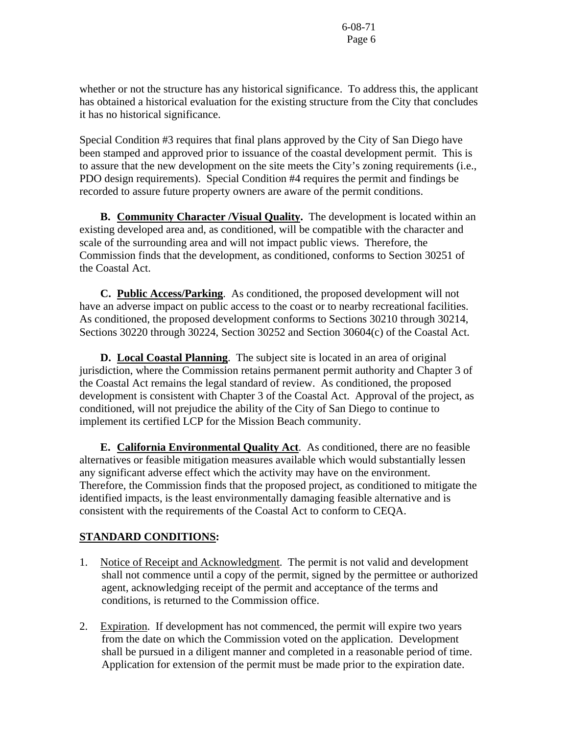whether or not the structure has any historical significance. To address this, the applicant has obtained a historical evaluation for the existing structure from the City that concludes it has no historical significance.

Special Condition #3 requires that final plans approved by the City of San Diego have been stamped and approved prior to issuance of the coastal development permit. This is to assure that the new development on the site meets the City's zoning requirements (i.e., PDO design requirements). Special Condition #4 requires the permit and findings be recorded to assure future property owners are aware of the permit conditions.

**B. <u>Community Character /Visual Quality</u>.** The development is located within an existing developed area and, as conditioned, will be compatible with the character and scale of the surrounding area and will not impact public views. Therefore, the Commission finds that the development, as conditioned, conforms to Section 30251 of the Coastal Act.

**C. <u>Public Access/Parking</u>**. As conditioned, the proposed development will not have an adverse impact on public access to the coast or to nearby recreational facilities. As conditioned, the proposed development conforms to Sections 30210 through 30214, Sections 30220 through 30224, Section 30252 and Section 30604(c) of the Coastal Act.

**D. <u>Local Coastal Planning</u>**. The subject site is located in an area of original jurisdiction, where the Commission retains permanent permit authority and Chapter 3 of the Coastal Act remains the legal standard of review. As conditioned, the proposed development is consistent with Chapter 3 of the Coastal Act. Approval of the project, as conditioned, will not prejudice the ability of the City of San Diego to continue to implement its certified LCP for the Mission Beach community.

**E. <u>California Environmental Quality Act</u>**. As conditioned, there are no feasible alternatives or feasible mitigation measures available which would substantially lessen any significant adverse effect which the activity may have on the environment. Therefore, the Commission finds that the proposed project, as conditioned to mitigate the identified impacts, is the least environmentally damaging feasible alternative and is consistent with the requirements of the Coastal Act to conform to CEQA.

**<u>STANDARD CONDITIONS</u>:**

1. <u>Notice of Receipt and Acknowledgment</u>. The permit is not valid and development shall not commence until a copy of the permit, signed by the permittee or authorized agent, acknowledging receipt of the permit and acceptance of the terms and conditions, is returned to the Commission office.

2. <u>Expiration</u>. If development has not commenced, the permit will expire two years from the date on which the Commission voted on the application. Development shall be pursued in a diligent manner and completed in a reasonable period of time. Application for extension of the permit must be made prior to the expiration date.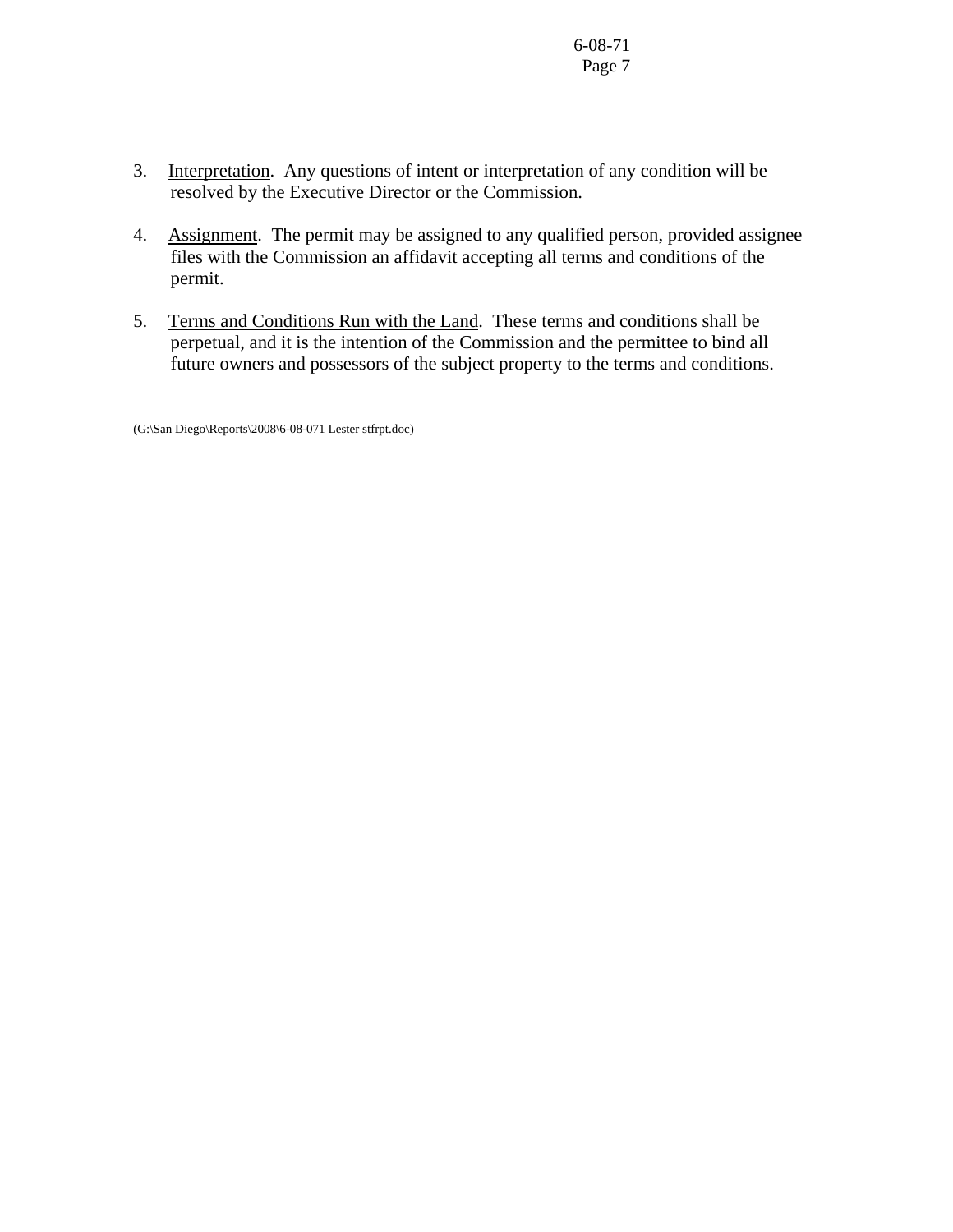3. Interpretation. Any questions of intent or interpretation of any condition will be resolved by the Executive Director or the Commission.

4. Assignment. The permit may be assigned to any qualified person, provided assignee files with the Commission an affidavit accepting all terms and conditions of the permit.

5. Terms and Conditions Run with the Land. These terms and conditions shall be perpetual, and it is the intention of the Commission and the permittee to bind all future owners and possessors of the subject property to the terms and conditions.

(G:\San Diego\Reports\2008\6-08-071 Lester stfrpt.doc)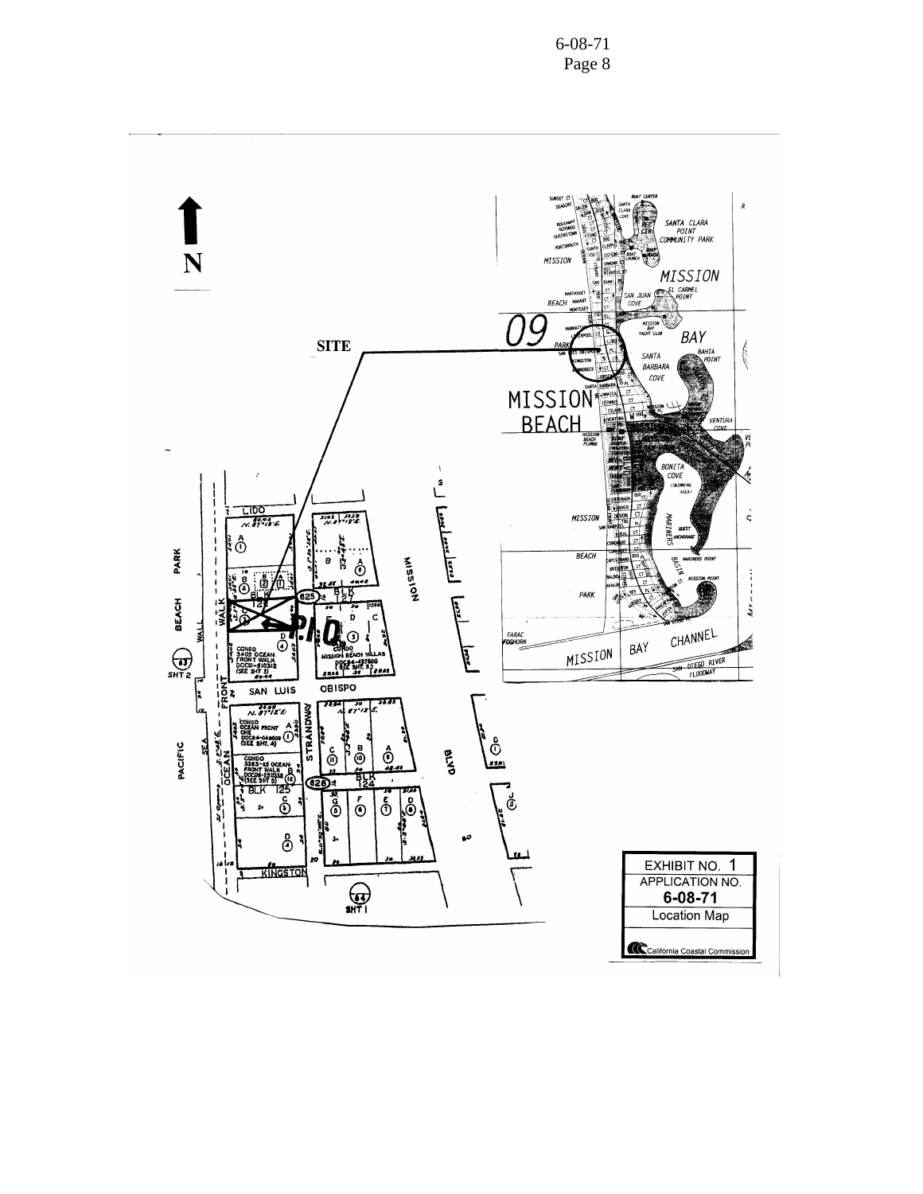SITE

EXHIBIT NO. 1

APPLICATION NO.

**6-08-71**

Location Map

California Coastal Commission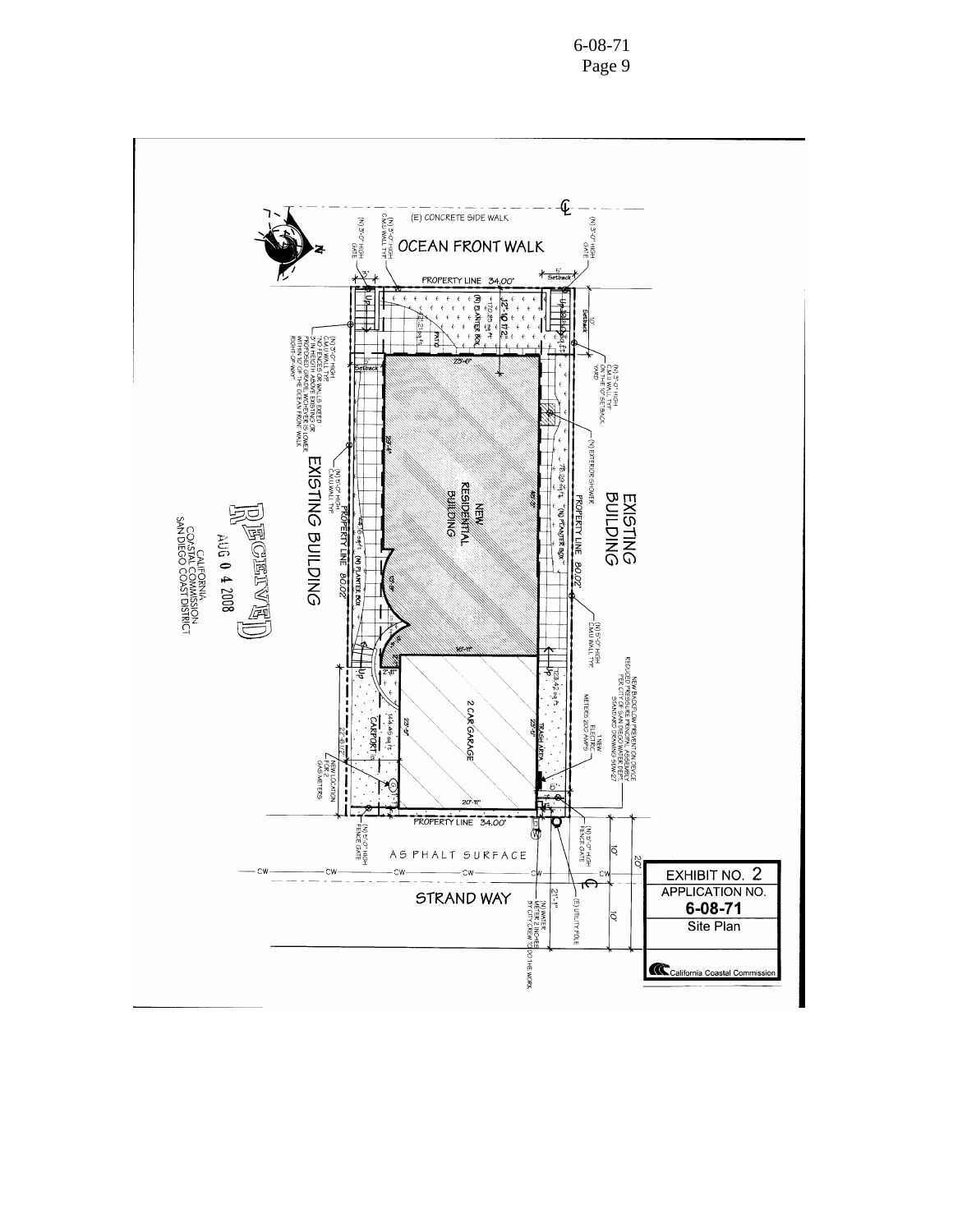(E) CONCRETE SIDE WALK

OCEAN FRONT WALK

(N) 3'-0" HIGH GATE

(N) 3'-0" HIGH C.M.U WALL TYP.

(N) 3'-0" HIGH GATE

PROPERTY LINE 34.00'

3' Setback

5' Setback

10' Setback

(N) PLANTER BOX

PATIO

(N) 3'-0" HIGH C.M.U. WALL TYP. ON THE 10' SETBACK YARD

(N) 3'-0" HIGH C.M.U WALL TYP. NO FENCES OR WALLS EXCEED 3' IN HEIGHT ABOVE EXISTING OR PROPOSED GRADE WHICHEVER IS LOWER WITHIN 10' OF THE OCEAN FRONT WALK RIGHT-OF-WAY

(N) EXTERIOR SHOWER

EXISTING BUILDING

NEW RESIDENTIAL BUILDING

PROPERTY LINE 80.02'

(N) PLANTER BOX

(N) 5'-0" HIGH C.M.U WALL TYP.

EXISTING BUILDING

PROPERTY LINE 80.02'

(N) PLANTER BOX

(N) 5'-0" HIGH C.M.U WALL TYP.

NEW BACKFLOW PREVENTION DEVICE REDUCED PRESSURE PRINCIPAL ASSEMBLY PER CITY OF SAN DIEGO WATER DEPT. STANDARD DRAWING SDW-27

1 NEW ELECTRIC METERS 200 AMPS

TRASH AREA

2 CAR GARAGE

CARPORT

NEW LOCATION FOR 2 GAS METERS

PROPERTY LINE 34.00'

(N) 5'-0" HIGH FENCE GATE

(N) 5'-0" HIGH FENCE GATE

ASPHALT SURFACE

STRAND WAY

(E) UTILITY POLE

(N) WATER METER 2 INCHES BY CITY CREW TO DO THE WORK

RECEIVED

AUG 0 4 2008

CALIFORNIA COASTAL COMMISSION SAN DIEGO COAST DISTRICT

EXHIBIT NO. 2

APPLICATION NO.

**6-08-71**

Site Plan

California Coastal Commission